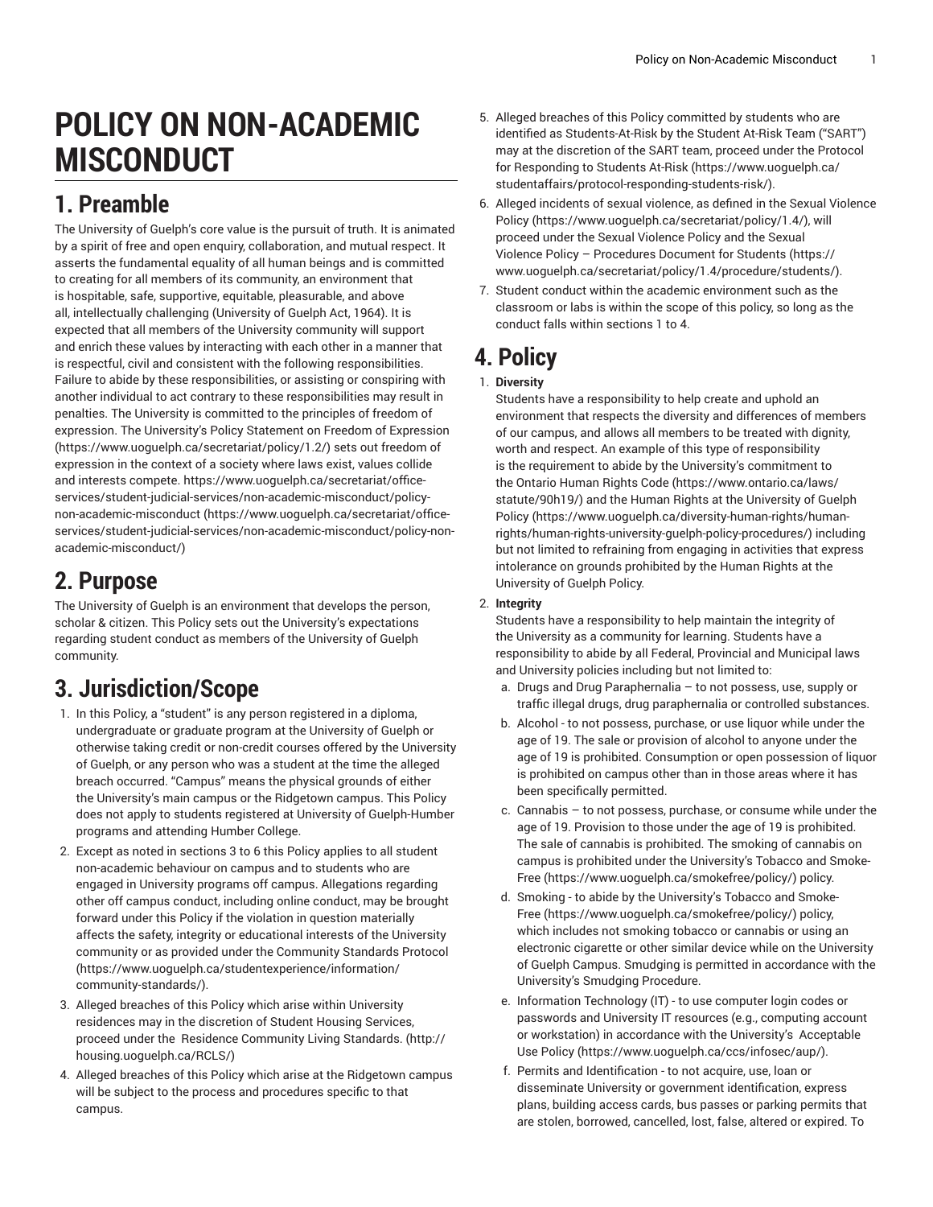# POLICY ON NON-ACADEMIC MISCONDUCT

## 1. Preamble

The University of Guelph's core value is the pursuit of truth. It is animated by a spirit of free and open enquiry, collaboration, and mutual respect. It asserts the fundamental equality of all human beings and is committed to creating for all members of its community, an environment that is hospitable, safe, supportive, equitable, pleasurable, and above all, intellectually challenging (University of Guelph Act, 1964). It is expected that all members of the University community will support and enrich these values by interacting with each other in a manner that is respectful, civil and consistent with the following responsibilities. Failure to abide by these responsibilities, or assisting or conspiring with another individual to act contrary to these responsibilities may result in penalties. The University is committed to the principles of freedom of expression. The University's Policy Statement on Freedom of Expression (https://www.uoguelph.ca/secretariat/policy/1.2/) sets out freedom of expression in the context of a society where laws exist, values collide and interests compete. https://www.uoguelph.ca/secretariat/office-services/student-judicial-services/non-academic-misconduct/policy-non-academic-misconduct (https://www.uoguelph.ca/secretariat/office-services/student-judicial-services/non-academic-misconduct/policy-non-academic-misconduct/)

## 2. Purpose

The University of Guelph is an environment that develops the person, scholar & citizen. This Policy sets out the University's expectations regarding student conduct as members of the University of Guelph community.

## 3. Jurisdiction/Scope

1. In this Policy, a "student" is any person registered in a diploma, undergraduate or graduate program at the University of Guelph or otherwise taking credit or non-credit courses offered by the University of Guelph, or any person who was a student at the time the alleged breach occurred. "Campus" means the physical grounds of either the University's main campus or the Ridgetown campus. This Policy does not apply to students registered at University of Guelph-Humber programs and attending Humber College.
2. Except as noted in sections 3 to 6 this Policy applies to all student non-academic behaviour on campus and to students who are engaged in University programs off campus. Allegations regarding other off campus conduct, including online conduct, may be brought forward under this Policy if the violation in question materially affects the safety, integrity or educational interests of the University community or as provided under the Community Standards Protocol (https://www.uoguelph.ca/studentexperience/information/community-standards/).
3. Alleged breaches of this Policy which arise within University residences may in the discretion of Student Housing Services, proceed under the Residence Community Living Standards. (http://housing.uoguelph.ca/RCLS/)
4. Alleged breaches of this Policy which arise at the Ridgetown campus will be subject to the process and procedures specific to that campus.
5. Alleged breaches of this Policy committed by students who are identified as Students-At-Risk by the Student At-Risk Team ("SART") may at the discretion of the SART team, proceed under the Protocol for Responding to Students At-Risk (https://www.uoguelph.ca/studentaffairs/protocol-responding-students-risk/).
6. Alleged incidents of sexual violence, as defined in the Sexual Violence Policy (https://www.uoguelph.ca/secretariat/policy/1.4/), will proceed under the Sexual Violence Policy and the Sexual Violence Policy – Procedures Document for Students (https://www.uoguelph.ca/secretariat/policy/1.4/procedure/students/).
7. Student conduct within the academic environment such as the classroom or labs is within the scope of this policy, so long as the conduct falls within sections 1 to 4.

## 4. Policy

1. **Diversity**
   Students have a responsibility to help create and uphold an environment that respects the diversity and differences of members of our campus, and allows all members to be treated with dignity, worth and respect. An example of this type of responsibility is the requirement to abide by the University's commitment to the Ontario Human Rights Code (https://www.ontario.ca/laws/statute/90h19/) and the Human Rights at the University of Guelph Policy (https://www.uoguelph.ca/diversity-human-rights/human-rights/human-rights-university-guelph-policy-procedures/) including but not limited to refraining from engaging in activities that express intolerance on grounds prohibited by the Human Rights at the University of Guelph Policy.
2. **Integrity**
   Students have a responsibility to help maintain the integrity of the University as a community for learning. Students have a responsibility to abide by all Federal, Provincial and Municipal laws and University policies including but not limited to:
   a. Drugs and Drug Paraphernalia – to not possess, use, supply or traffic illegal drugs, drug paraphernalia or controlled substances.
   b. Alcohol - to not possess, purchase, or use liquor while under the age of 19. The sale or provision of alcohol to anyone under the age of 19 is prohibited. Consumption or open possession of liquor is prohibited on campus other than in those areas where it has been specifically permitted.
   c. Cannabis – to not possess, purchase, or consume while under the age of 19. Provision to those under the age of 19 is prohibited. The sale of cannabis is prohibited. The smoking of cannabis on campus is prohibited under the University's Tobacco and Smoke-Free (https://www.uoguelph.ca/smokefree/policy/) policy.
   d. Smoking - to abide by the University's Tobacco and Smoke-Free (https://www.uoguelph.ca/smokefree/policy/) policy, which includes not smoking tobacco or cannabis or using an electronic cigarette or other similar device while on the University of Guelph Campus. Smudging is permitted in accordance with the University's Smudging Procedure.
   e. Information Technology (IT) - to use computer login codes or passwords and University IT resources (e.g., computing account or workstation) in accordance with the University's Acceptable Use Policy (https://www.uoguelph.ca/ccs/infosec/aup/).
   f. Permits and Identification - to not acquire, use, loan or disseminate University or government identification, express plans, building access cards, bus passes or parking permits that are stolen, borrowed, cancelled, lost, false, altered or expired. To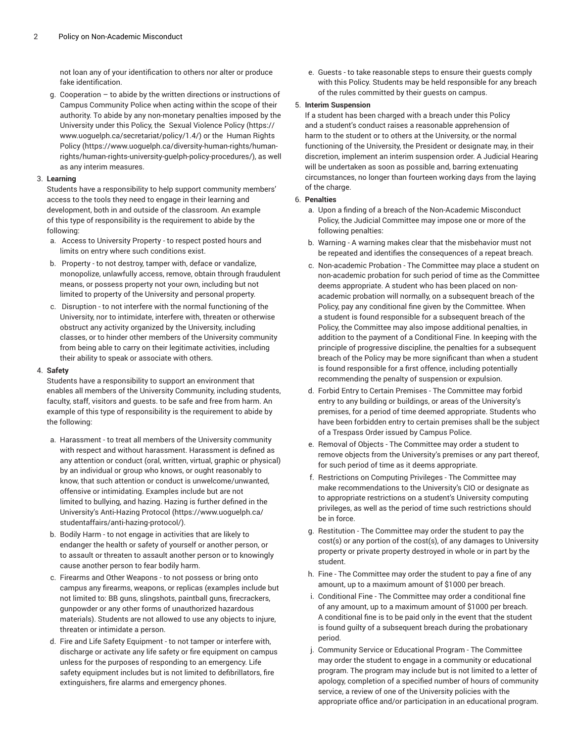not loan any of your identification to others nor alter or produce fake identification.

g. Cooperation – to abide by the written directions or instructions of Campus Community Police when acting within the scope of their authority. To abide by any non-monetary penalties imposed by the University under this Policy, the Sexual Violence Policy (https://www.uoguelph.ca/secretariat/policy/1.4/) or the Human Rights Policy (https://www.uoguelph.ca/diversity-human-rights/human-rights/human-rights-university-guelph-policy-procedures/), as well as any interim measures.

3. **Learning**
Students have a responsibility to help support community members' access to the tools they need to engage in their learning and development, both in and outside of the classroom. An example of this type of responsibility is the requirement to abide by the following:
   a. Access to University Property - to respect posted hours and limits on entry where such conditions exist.
   b. Property - to not destroy, tamper with, deface or vandalize, monopolize, unlawfully access, remove, obtain through fraudulent means, or possess property not your own, including but not limited to property of the University and personal property.
   c. Disruption - to not interfere with the normal functioning of the University, nor to intimidate, interfere with, threaten or otherwise obstruct any activity organized by the University, including classes, or to hinder other members of the University community from being able to carry on their legitimate activities, including their ability to speak or associate with others.

4. **Safety**
Students have a responsibility to support an environment that enables all members of the University Community, including students, faculty, staff, visitors and guests. to be safe and free from harm. An example of this type of responsibility is the requirement to abide by the following:
   a. Harassment - to treat all members of the University community with respect and without harassment. Harassment is defined as any attention or conduct (oral, written, virtual, graphic or physical) by an individual or group who knows, or ought reasonably to know, that such attention or conduct is unwelcome/unwanted, offensive or intimidating. Examples include but are not limited to bullying, and hazing. Hazing is further defined in the University's Anti-Hazing Protocol (https://www.uoguelph.ca/studentaffairs/anti-hazing-protocol/).
   b. Bodily Harm - to not engage in activities that are likely to endanger the health or safety of yourself or another person, or to assault or threaten to assault another person or to knowingly cause another person to fear bodily harm.
   c. Firearms and Other Weapons - to not possess or bring onto campus any firearms, weapons, or replicas (examples include but not limited to: BB guns, slingshots, paintball guns, firecrackers, gunpowder or any other forms of unauthorized hazardous materials). Students are not allowed to use any objects to injure, threaten or intimidate a person.
   d. Fire and Life Safety Equipment - to not tamper or interfere with, discharge or activate any life safety or fire equipment on campus unless for the purposes of responding to an emergency. Life safety equipment includes but is not limited to defibrillators, fire extinguishers, fire alarms and emergency phones.
   e. Guests - to take reasonable steps to ensure their guests comply with this Policy. Students may be held responsible for any breach of the rules committed by their guests on campus.

5. **Interim Suspension**
If a student has been charged with a breach under this Policy and a student's conduct raises a reasonable apprehension of harm to the student or to others at the University, or the normal functioning of the University, the President or designate may, in their discretion, implement an interim suspension order. A Judicial Hearing will be undertaken as soon as possible and, barring extenuating circumstances, no longer than fourteen working days from the laying of the charge.

6. **Penalties**
   a. Upon a finding of a breach of the Non-Academic Misconduct Policy, the Judicial Committee may impose one or more of the following penalties:
   b. Warning - A warning makes clear that the misbehavior must not be repeated and identifies the consequences of a repeat breach.
   c. Non-academic Probation - The Committee may place a student on non-academic probation for such period of time as the Committee deems appropriate. A student who has been placed on non-academic probation will normally, on a subsequent breach of the Policy, pay any conditional fine given by the Committee. When a student is found responsible for a subsequent breach of the Policy, the Committee may also impose additional penalties, in addition to the payment of a Conditional Fine. In keeping with the principle of progressive discipline, the penalties for a subsequent breach of the Policy may be more significant than when a student is found responsible for a first offence, including potentially recommending the penalty of suspension or expulsion.
   d. Forbid Entry to Certain Premises - The Committee may forbid entry to any building or buildings, or areas of the University's premises, for a period of time deemed appropriate. Students who have been forbidden entry to certain premises shall be the subject of a Trespass Order issued by Campus Police.
   e. Removal of Objects - The Committee may order a student to remove objects from the University's premises or any part thereof, for such period of time as it deems appropriate.
   f. Restrictions on Computing Privileges - The Committee may make recommendations to the University's CIO or designate as to appropriate restrictions on a student's University computing privileges, as well as the period of time such restrictions should be in force.
   g. Restitution - The Committee may order the student to pay the cost(s) or any portion of the cost(s), of any damages to University property or private property destroyed in whole or in part by the student.
   h. Fine - The Committee may order the student to pay a fine of any amount, up to a maximum amount of $1000 per breach.
   i. Conditional Fine - The Committee may order a conditional fine of any amount, up to a maximum amount of $1000 per breach. A conditional fine is to be paid only in the event that the student is found guilty of a subsequent breach during the probationary period.
   j. Community Service or Educational Program - The Committee may order the student to engage in a community or educational program. The program may include but is not limited to a letter of apology, completion of a specified number of hours of community service, a review of one of the University policies with the appropriate office and/or participation in an educational program.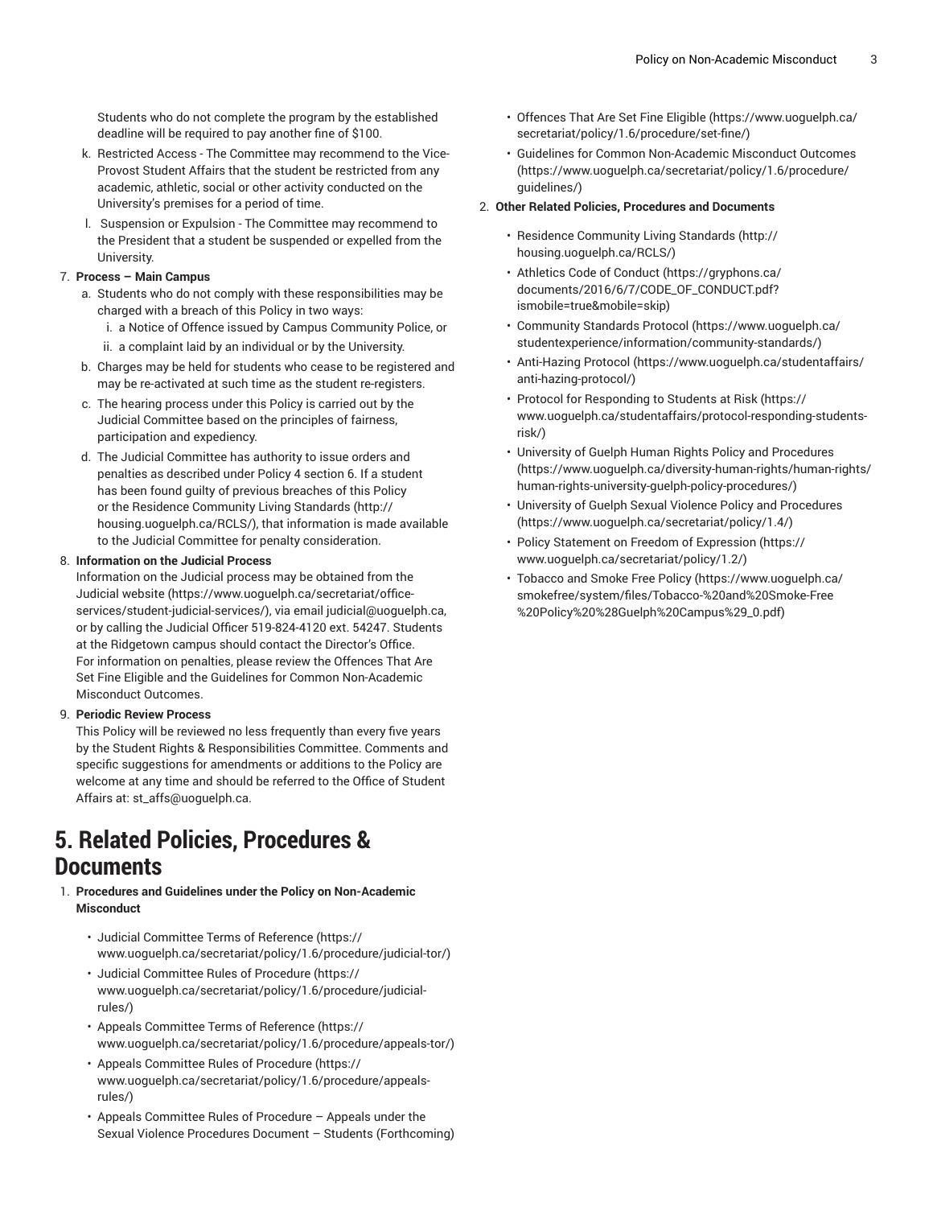Students who do not complete the program by the established deadline will be required to pay another fine of $100.

k. Restricted Access - The Committee may recommend to the Vice-Provost Student Affairs that the student be restricted from any academic, athletic, social or other activity conducted on the University's premises for a period of time.

l. Suspension or Expulsion - The Committee may recommend to the President that a student be suspended or expelled from the University.

7. **Process – Main Campus**
   a. Students who do not comply with these responsibilities may be charged with a breach of this Policy in two ways:
      i. a Notice of Offence issued by Campus Community Police, or
      ii. a complaint laid by an individual or by the University.
   b. Charges may be held for students who cease to be registered and may be re-activated at such time as the student re-registers.
   c. The hearing process under this Policy is carried out by the Judicial Committee based on the principles of fairness, participation and expediency.
   d. The Judicial Committee has authority to issue orders and penalties as described under Policy 4 section 6. If a student has been found guilty of previous breaches of this Policy or the Residence Community Living Standards (http://housing.uoguelph.ca/RCLS/), that information is made available to the Judicial Committee for penalty consideration.
8. **Information on the Judicial Process**
   Information on the Judicial process may be obtained from the Judicial website (https://www.uoguelph.ca/secretariat/office-services/student-judicial-services/), via email judicial@uoguelph.ca, or by calling the Judicial Officer 519-824-4120 ext. 54247. Students at the Ridgetown campus should contact the Director's Office. For information on penalties, please review the Offences That Are Set Fine Eligible and the Guidelines for Common Non-Academic Misconduct Outcomes.
9. **Periodic Review Process**
   This Policy will be reviewed no less frequently than every five years by the Student Rights & Responsibilities Committee. Comments and specific suggestions for amendments or additions to the Policy are welcome at any time and should be referred to the Office of Student Affairs at: st_affs@uoguelph.ca.

# 5. Related Policies, Procedures & Documents

1. **Procedures and Guidelines under the Policy on Non-Academic Misconduct**
   - Judicial Committee Terms of Reference (https://www.uoguelph.ca/secretariat/policy/1.6/procedure/judicial-tor/)
   - Judicial Committee Rules of Procedure (https://www.uoguelph.ca/secretariat/policy/1.6/procedure/judicial-rules/)
   - Appeals Committee Terms of Reference (https://www.uoguelph.ca/secretariat/policy/1.6/procedure/appeals-tor/)
   - Appeals Committee Rules of Procedure (https://www.uoguelph.ca/secretariat/policy/1.6/procedure/appeals-rules/)
   - Appeals Committee Rules of Procedure – Appeals under the Sexual Violence Procedures Document – Students (Forthcoming)
   - Offences That Are Set Fine Eligible (https://www.uoguelph.ca/secretariat/policy/1.6/procedure/set-fine/)
   - Guidelines for Common Non-Academic Misconduct Outcomes (https://www.uoguelph.ca/secretariat/policy/1.6/procedure/guidelines/)
2. **Other Related Policies, Procedures and Documents**
   - Residence Community Living Standards (http://housing.uoguelph.ca/RCLS/)
   - Athletics Code of Conduct (https://gryphons.ca/documents/2016/6/7/CODE_OF_CONDUCT.pdf?ismobile=true&mobile=skip)
   - Community Standards Protocol (https://www.uoguelph.ca/studentexperience/information/community-standards/)
   - Anti-Hazing Protocol (https://www.uoguelph.ca/studentaffairs/anti-hazing-protocol/)
   - Protocol for Responding to Students at Risk (https://www.uoguelph.ca/studentaffairs/protocol-responding-students-risk/)
   - University of Guelph Human Rights Policy and Procedures (https://www.uoguelph.ca/diversity-human-rights/human-rights/human-rights-university-guelph-policy-procedures/)
   - University of Guelph Sexual Violence Policy and Procedures (https://www.uoguelph.ca/secretariat/policy/1.4/)
   - Policy Statement on Freedom of Expression (https://www.uoguelph.ca/secretariat/policy/1.2/)
   - Tobacco and Smoke Free Policy (https://www.uoguelph.ca/smokefree/system/files/Tobacco-%20and%20Smoke-Free%20Policy%20%28Guelph%20Campus%29_0.pdf)